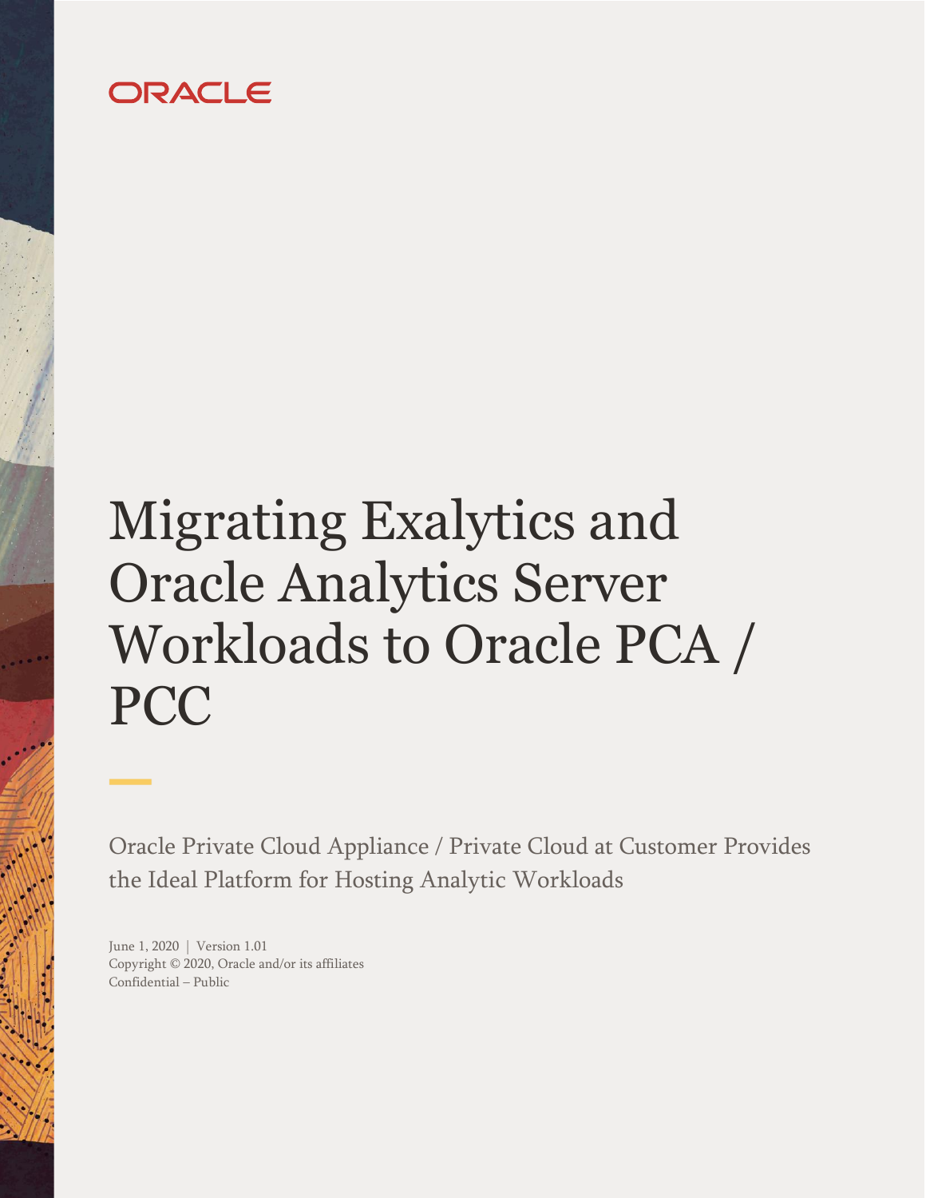ORACLE

# Migrating Exalytics and Oracle Analytics Server Workloads to Oracle PCA / PCC

Oracle Private Cloud Appliance / Private Cloud at Customer Provides the Ideal Platform for Hosting Analytic Workloads

June 1, 2020 | Version 1.01
Copyright © 2020, Oracle and/or its affiliates
Confidential – Public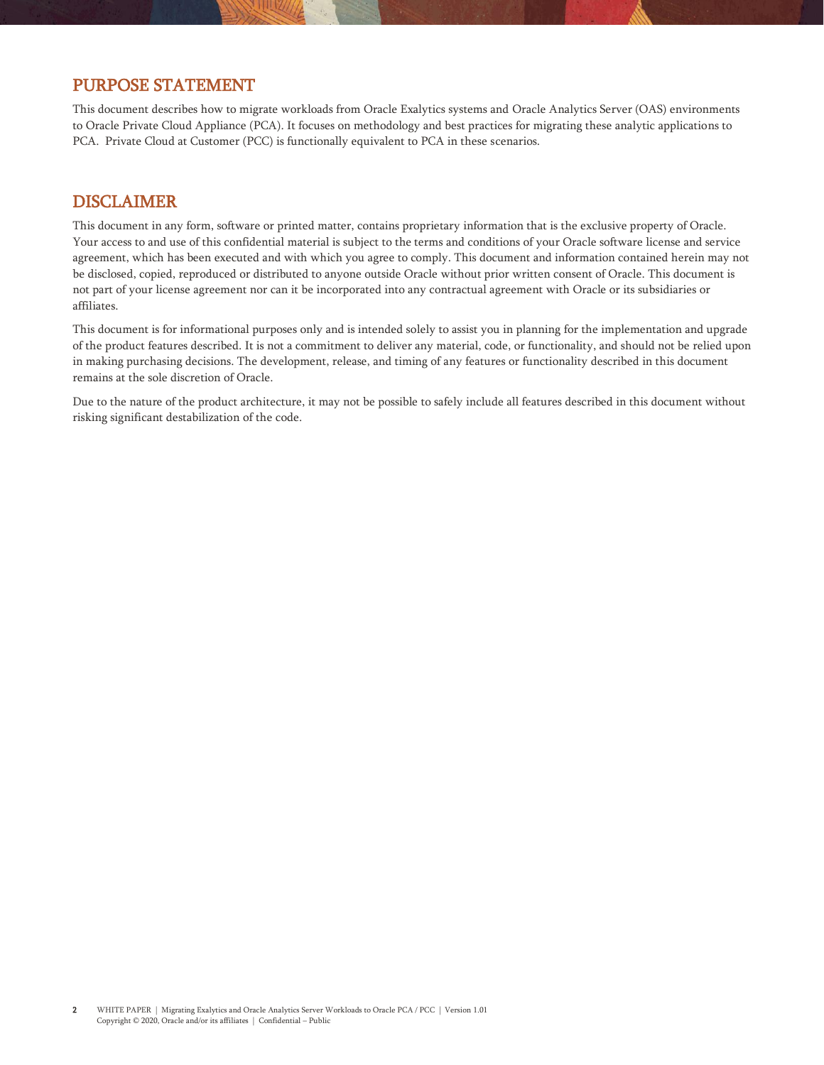## PURPOSE STATEMENT

This document describes how to migrate workloads from Oracle Exalytics systems and Oracle Analytics Server (OAS) environments to Oracle Private Cloud Appliance (PCA). It focuses on methodology and best practices for migrating these analytic applications to PCA. Private Cloud at Customer (PCC) is functionally equivalent to PCA in these scenarios.

## DISCLAIMER

This document in any form, software or printed matter, contains proprietary information that is the exclusive property of Oracle. Your access to and use of this confidential material is subject to the terms and conditions of your Oracle software license and service agreement, which has been executed and with which you agree to comply. This document and information contained herein may not be disclosed, copied, reproduced or distributed to anyone outside Oracle without prior written consent of Oracle. This document is not part of your license agreement nor can it be incorporated into any contractual agreement with Oracle or its subsidiaries or affiliates.

This document is for informational purposes only and is intended solely to assist you in planning for the implementation and upgrade of the product features described. It is not a commitment to deliver any material, code, or functionality, and should not be relied upon in making purchasing decisions. The development, release, and timing of any features or functionality described in this document remains at the sole discretion of Oracle.

Due to the nature of the product architecture, it may not be possible to safely include all features described in this document without risking significant destabilization of the code.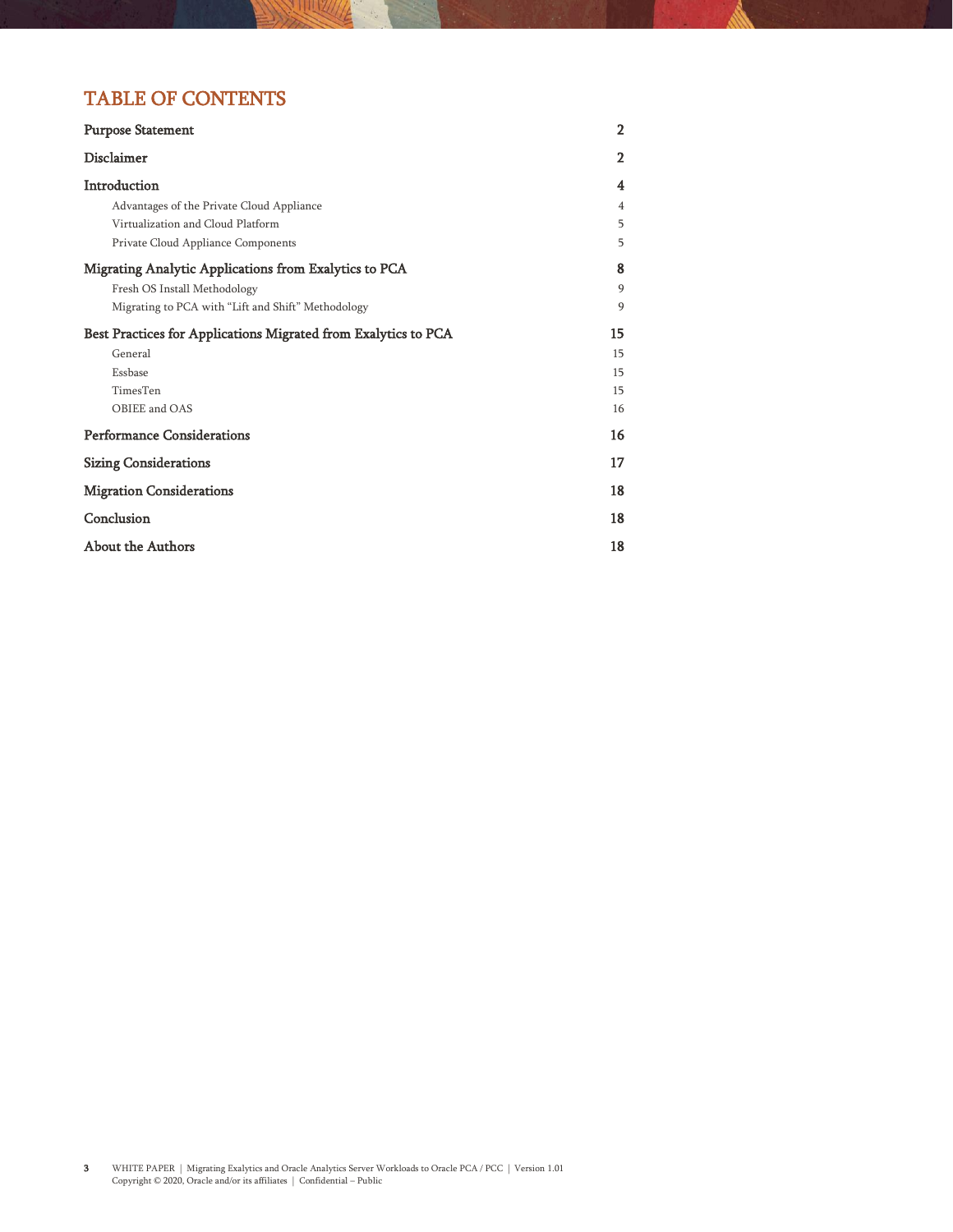# TABLE OF CONTENTS

| | |
|---|---|
| **Purpose Statement** | **2** |
| **Disclaimer** | **2** |
| **Introduction** | **4** |
| Advantages of the Private Cloud Appliance | 4 |
| Virtualization and Cloud Platform | 5 |
| Private Cloud Appliance Components | 5 |
| **Migrating Analytic Applications from Exalytics to PCA** | **8** |
| Fresh OS Install Methodology | 9 |
| Migrating to PCA with "Lift and Shift" Methodology | 9 |
| **Best Practices for Applications Migrated from Exalytics to PCA** | **15** |
| General | 15 |
| Essbase | 15 |
| TimesTen | 15 |
| OBIEE and OAS | 16 |
| **Performance Considerations** | **16** |
| **Sizing Considerations** | **17** |
| **Migration Considerations** | **18** |
| **Conclusion** | **18** |
| **About the Authors** | **18** |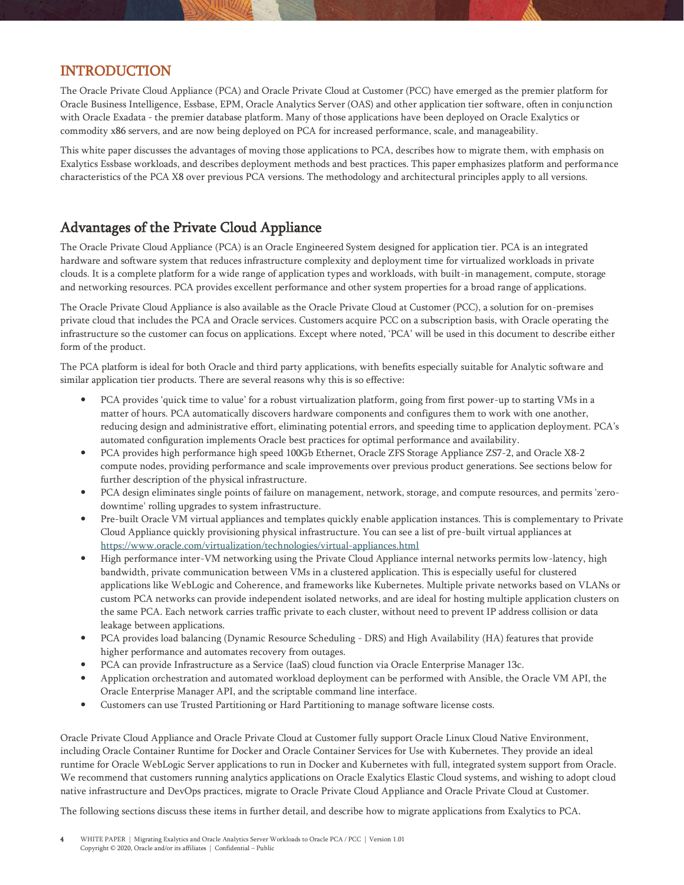# INTRODUCTION

The Oracle Private Cloud Appliance (PCA) and Oracle Private Cloud at Customer (PCC) have emerged as the premier platform for Oracle Business Intelligence, Essbase, EPM, Oracle Analytics Server (OAS) and other application tier software, often in conjunction with Oracle Exadata - the premier database platform. Many of those applications have been deployed on Oracle Exalytics or commodity x86 servers, and are now being deployed on PCA for increased performance, scale, and manageability.

This white paper discusses the advantages of moving those applications to PCA, describes how to migrate them, with emphasis on Exalytics Essbase workloads, and describes deployment methods and best practices. This paper emphasizes platform and performance characteristics of the PCA X8 over previous PCA versions. The methodology and architectural principles apply to all versions.

## Advantages of the Private Cloud Appliance

The Oracle Private Cloud Appliance (PCA) is an Oracle Engineered System designed for application tier. PCA is an integrated hardware and software system that reduces infrastructure complexity and deployment time for virtualized workloads in private clouds. It is a complete platform for a wide range of application types and workloads, with built-in management, compute, storage and networking resources. PCA provides excellent performance and other system properties for a broad range of applications.

The Oracle Private Cloud Appliance is also available as the Oracle Private Cloud at Customer (PCC), a solution for on-premises private cloud that includes the PCA and Oracle services. Customers acquire PCC on a subscription basis, with Oracle operating the infrastructure so the customer can focus on applications. Except where noted, 'PCA' will be used in this document to describe either form of the product.

The PCA platform is ideal for both Oracle and third party applications, with benefits especially suitable for Analytic software and similar application tier products. There are several reasons why this is so effective:

- PCA provides 'quick time to value' for a robust virtualization platform, going from first power-up to starting VMs in a matter of hours. PCA automatically discovers hardware components and configures them to work with one another, reducing design and administrative effort, eliminating potential errors, and speeding time to application deployment. PCA's automated configuration implements Oracle best practices for optimal performance and availability.
- PCA provides high performance high speed 100Gb Ethernet, Oracle ZFS Storage Appliance ZS7-2, and Oracle X8-2 compute nodes, providing performance and scale improvements over previous product generations. See sections below for further description of the physical infrastructure.
- PCA design eliminates single points of failure on management, network, storage, and compute resources, and permits 'zero-downtime' rolling upgrades to system infrastructure.
- Pre-built Oracle VM virtual appliances and templates quickly enable application instances. This is complementary to Private Cloud Appliance quickly provisioning physical infrastructure. You can see a list of pre-built virtual appliances at https://www.oracle.com/virtualization/technologies/virtual-appliances.html
- High performance inter-VM networking using the Private Cloud Appliance internal networks permits low-latency, high bandwidth, private communication between VMs in a clustered application. This is especially useful for clustered applications like WebLogic and Coherence, and frameworks like Kubernetes. Multiple private networks based on VLANs or custom PCA networks can provide independent isolated networks, and are ideal for hosting multiple application clusters on the same PCA. Each network carries traffic private to each cluster, without need to prevent IP address collision or data leakage between applications.
- PCA provides load balancing (Dynamic Resource Scheduling - DRS) and High Availability (HA) features that provide higher performance and automates recovery from outages.
- PCA can provide Infrastructure as a Service (IaaS) cloud function via Oracle Enterprise Manager 13c.
- Application orchestration and automated workload deployment can be performed with Ansible, the Oracle VM API, the Oracle Enterprise Manager API, and the scriptable command line interface.
- Customers can use Trusted Partitioning or Hard Partitioning to manage software license costs.

Oracle Private Cloud Appliance and Oracle Private Cloud at Customer fully support Oracle Linux Cloud Native Environment, including Oracle Container Runtime for Docker and Oracle Container Services for Use with Kubernetes. They provide an ideal runtime for Oracle WebLogic Server applications to run in Docker and Kubernetes with full, integrated system support from Oracle. We recommend that customers running analytics applications on Oracle Exalytics Elastic Cloud systems, and wishing to adopt cloud native infrastructure and DevOps practices, migrate to Oracle Private Cloud Appliance and Oracle Private Cloud at Customer.

The following sections discuss these items in further detail, and describe how to migrate applications from Exalytics to PCA.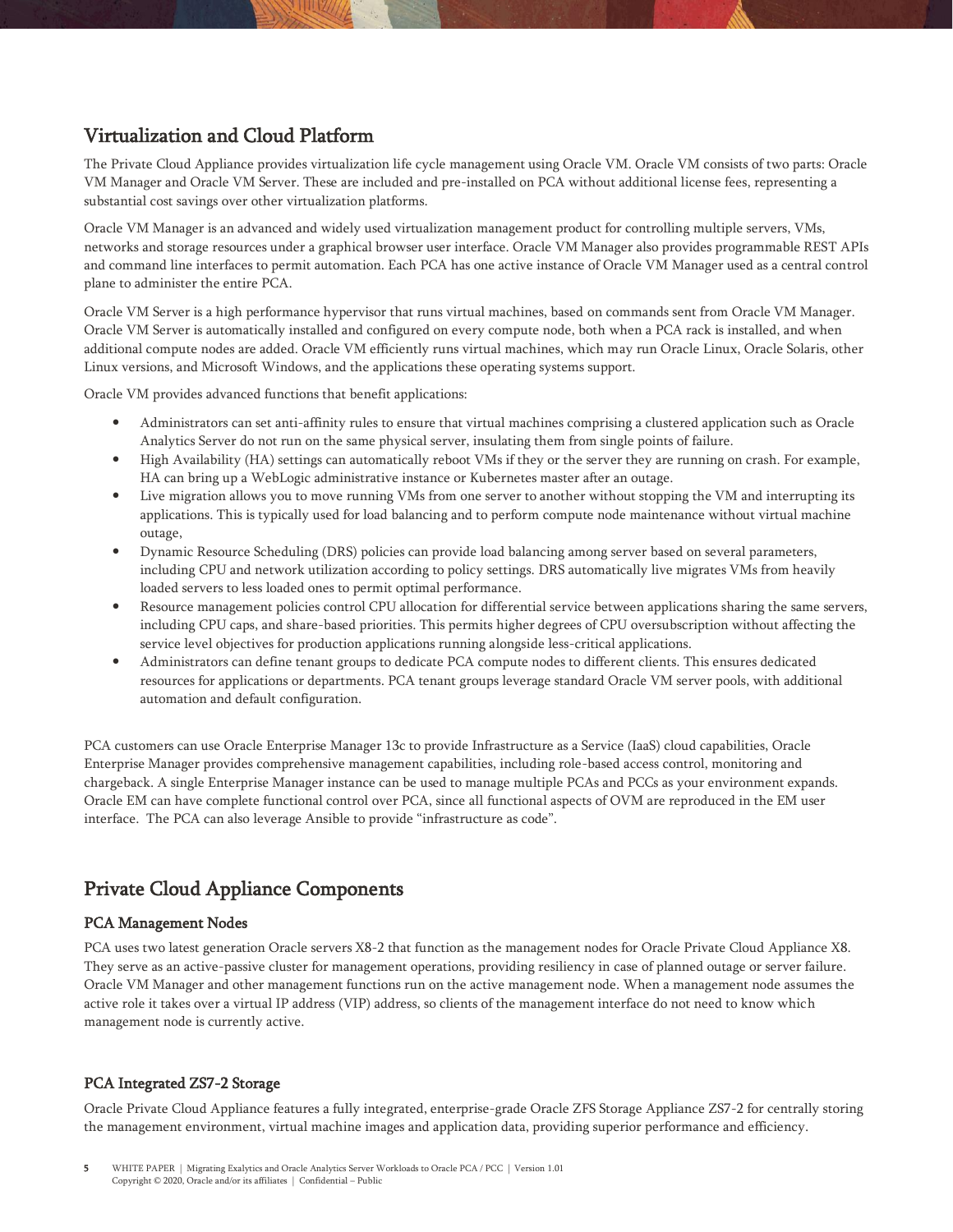## Virtualization and Cloud Platform

The Private Cloud Appliance provides virtualization life cycle management using Oracle VM. Oracle VM consists of two parts: Oracle VM Manager and Oracle VM Server. These are included and pre-installed on PCA without additional license fees, representing a substantial cost savings over other virtualization platforms.

Oracle VM Manager is an advanced and widely used virtualization management product for controlling multiple servers, VMs, networks and storage resources under a graphical browser user interface. Oracle VM Manager also provides programmable REST APIs and command line interfaces to permit automation. Each PCA has one active instance of Oracle VM Manager used as a central control plane to administer the entire PCA.

Oracle VM Server is a high performance hypervisor that runs virtual machines, based on commands sent from Oracle VM Manager. Oracle VM Server is automatically installed and configured on every compute node, both when a PCA rack is installed, and when additional compute nodes are added. Oracle VM efficiently runs virtual machines, which may run Oracle Linux, Oracle Solaris, other Linux versions, and Microsoft Windows, and the applications these operating systems support.

Oracle VM provides advanced functions that benefit applications:

- Administrators can set anti-affinity rules to ensure that virtual machines comprising a clustered application such as Oracle Analytics Server do not run on the same physical server, insulating them from single points of failure.
- High Availability (HA) settings can automatically reboot VMs if they or the server they are running on crash. For example, HA can bring up a WebLogic administrative instance or Kubernetes master after an outage.
- Live migration allows you to move running VMs from one server to another without stopping the VM and interrupting its applications. This is typically used for load balancing and to perform compute node maintenance without virtual machine outage,
- Dynamic Resource Scheduling (DRS) policies can provide load balancing among server based on several parameters, including CPU and network utilization according to policy settings. DRS automatically live migrates VMs from heavily loaded servers to less loaded ones to permit optimal performance.
- Resource management policies control CPU allocation for differential service between applications sharing the same servers, including CPU caps, and share-based priorities. This permits higher degrees of CPU oversubscription without affecting the service level objectives for production applications running alongside less-critical applications.
- Administrators can define tenant groups to dedicate PCA compute nodes to different clients. This ensures dedicated resources for applications or departments. PCA tenant groups leverage standard Oracle VM server pools, with additional automation and default configuration.

PCA customers can use Oracle Enterprise Manager 13c to provide Infrastructure as a Service (IaaS) cloud capabilities, Oracle Enterprise Manager provides comprehensive management capabilities, including role-based access control, monitoring and chargeback. A single Enterprise Manager instance can be used to manage multiple PCAs and PCCs as your environment expands. Oracle EM can have complete functional control over PCA, since all functional aspects of OVM are reproduced in the EM user interface. The PCA can also leverage Ansible to provide "infrastructure as code".

## Private Cloud Appliance Components

### PCA Management Nodes

PCA uses two latest generation Oracle servers X8-2 that function as the management nodes for Oracle Private Cloud Appliance X8. They serve as an active-passive cluster for management operations, providing resiliency in case of planned outage or server failure. Oracle VM Manager and other management functions run on the active management node. When a management node assumes the active role it takes over a virtual IP address (VIP) address, so clients of the management interface do not need to know which management node is currently active.

### PCA Integrated ZS7-2 Storage

Oracle Private Cloud Appliance features a fully integrated, enterprise-grade Oracle ZFS Storage Appliance ZS7-2 for centrally storing the management environment, virtual machine images and application data, providing superior performance and efficiency.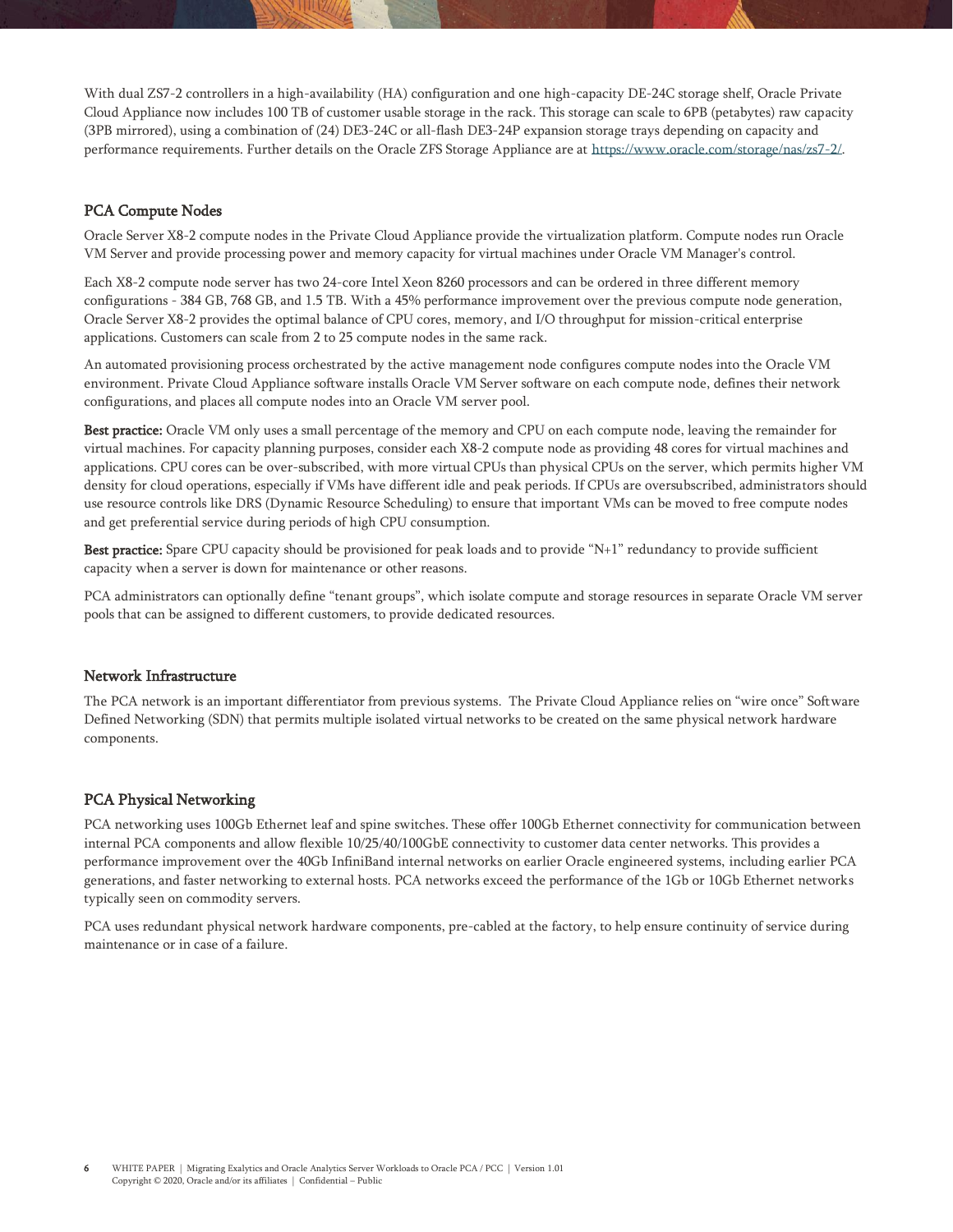With dual ZS7-2 controllers in a high-availability (HA) configuration and one high-capacity DE-24C storage shelf, Oracle Private Cloud Appliance now includes 100 TB of customer usable storage in the rack. This storage can scale to 6PB (petabytes) raw capacity (3PB mirrored), using a combination of (24) DE3-24C or all-flash DE3-24P expansion storage trays depending on capacity and performance requirements. Further details on the Oracle ZFS Storage Appliance are at https://www.oracle.com/storage/nas/zs7-2/.

## PCA Compute Nodes

Oracle Server X8-2 compute nodes in the Private Cloud Appliance provide the virtualization platform. Compute nodes run Oracle VM Server and provide processing power and memory capacity for virtual machines under Oracle VM Manager's control.

Each X8-2 compute node server has two 24-core Intel Xeon 8260 processors and can be ordered in three different memory configurations - 384 GB, 768 GB, and 1.5 TB. With a 45% performance improvement over the previous compute node generation, Oracle Server X8-2 provides the optimal balance of CPU cores, memory, and I/O throughput for mission-critical enterprise applications. Customers can scale from 2 to 25 compute nodes in the same rack.

An automated provisioning process orchestrated by the active management node configures compute nodes into the Oracle VM environment. Private Cloud Appliance software installs Oracle VM Server software on each compute node, defines their network configurations, and places all compute nodes into an Oracle VM server pool.

**Best practice:** Oracle VM only uses a small percentage of the memory and CPU on each compute node, leaving the remainder for virtual machines. For capacity planning purposes, consider each X8-2 compute node as providing 48 cores for virtual machines and applications. CPU cores can be over-subscribed, with more virtual CPUs than physical CPUs on the server, which permits higher VM density for cloud operations, especially if VMs have different idle and peak periods. If CPUs are oversubscribed, administrators should use resource controls like DRS (Dynamic Resource Scheduling) to ensure that important VMs can be moved to free compute nodes and get preferential service during periods of high CPU consumption.

**Best practice:** Spare CPU capacity should be provisioned for peak loads and to provide "N+1" redundancy to provide sufficient capacity when a server is down for maintenance or other reasons.

PCA administrators can optionally define "tenant groups", which isolate compute and storage resources in separate Oracle VM server pools that can be assigned to different customers, to provide dedicated resources.

## Network Infrastructure

The PCA network is an important differentiator from previous systems. The Private Cloud Appliance relies on "wire once" Software Defined Networking (SDN) that permits multiple isolated virtual networks to be created on the same physical network hardware components.

## PCA Physical Networking

PCA networking uses 100Gb Ethernet leaf and spine switches. These offer 100Gb Ethernet connectivity for communication between internal PCA components and allow flexible 10/25/40/100GbE connectivity to customer data center networks. This provides a performance improvement over the 40Gb InfiniBand internal networks on earlier Oracle engineered systems, including earlier PCA generations, and faster networking to external hosts. PCA networks exceed the performance of the 1Gb or 10Gb Ethernet networks typically seen on commodity servers.

PCA uses redundant physical network hardware components, pre-cabled at the factory, to help ensure continuity of service during maintenance or in case of a failure.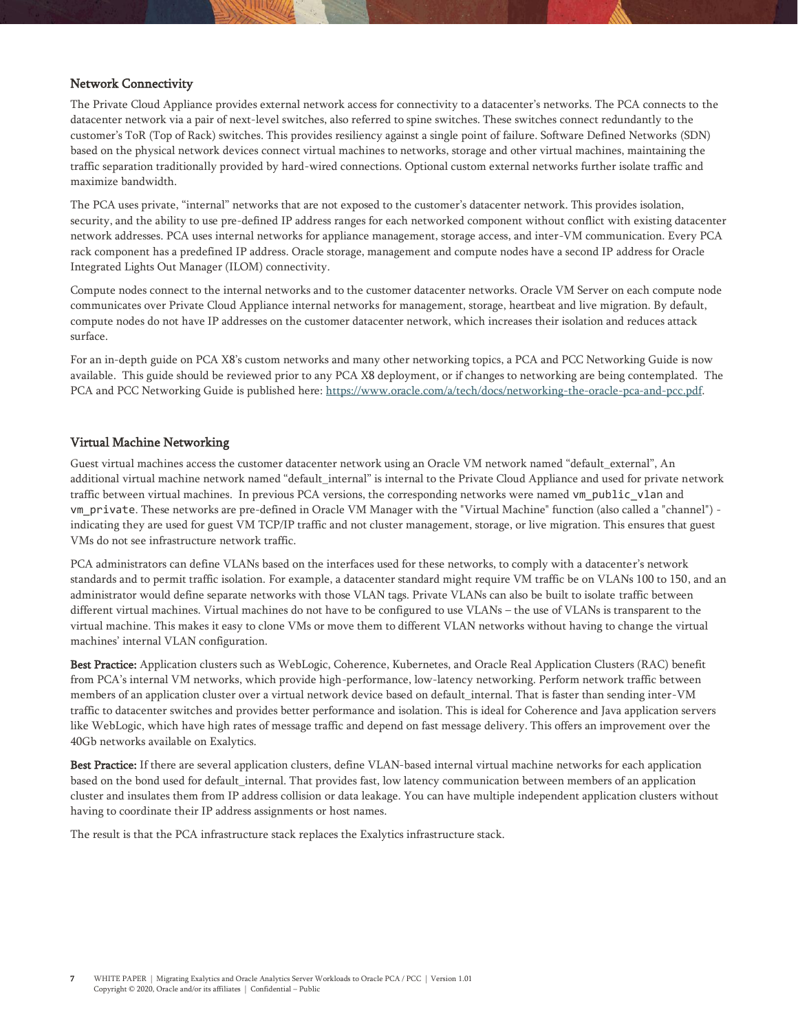### Network Connectivity

The Private Cloud Appliance provides external network access for connectivity to a datacenter's networks. The PCA connects to the datacenter network via a pair of next-level switches, also referred to spine switches. These switches connect redundantly to the customer's ToR (Top of Rack) switches. This provides resiliency against a single point of failure. Software Defined Networks (SDN) based on the physical network devices connect virtual machines to networks, storage and other virtual machines, maintaining the traffic separation traditionally provided by hard-wired connections. Optional custom external networks further isolate traffic and maximize bandwidth.

The PCA uses private, "internal" networks that are not exposed to the customer's datacenter network. This provides isolation, security, and the ability to use pre-defined IP address ranges for each networked component without conflict with existing datacenter network addresses. PCA uses internal networks for appliance management, storage access, and inter-VM communication. Every PCA rack component has a predefined IP address. Oracle storage, management and compute nodes have a second IP address for Oracle Integrated Lights Out Manager (ILOM) connectivity.

Compute nodes connect to the internal networks and to the customer datacenter networks. Oracle VM Server on each compute node communicates over Private Cloud Appliance internal networks for management, storage, heartbeat and live migration. By default, compute nodes do not have IP addresses on the customer datacenter network, which increases their isolation and reduces attack surface.

For an in-depth guide on PCA X8's custom networks and many other networking topics, a PCA and PCC Networking Guide is now available. This guide should be reviewed prior to any PCA X8 deployment, or if changes to networking are being contemplated. The PCA and PCC Networking Guide is published here: https://www.oracle.com/a/tech/docs/networking-the-oracle-pca-and-pcc.pdf.

### Virtual Machine Networking

Guest virtual machines access the customer datacenter network using an Oracle VM network named "default_external", An additional virtual machine network named "default_internal" is internal to the Private Cloud Appliance and used for private network traffic between virtual machines. In previous PCA versions, the corresponding networks were named `vm_public_vlan` and `vm_private`. These networks are pre-defined in Oracle VM Manager with the "Virtual Machine" function (also called a "channel") - indicating they are used for guest VM TCP/IP traffic and not cluster management, storage, or live migration. This ensures that guest VMs do not see infrastructure network traffic.

PCA administrators can define VLANs based on the interfaces used for these networks, to comply with a datacenter's network standards and to permit traffic isolation. For example, a datacenter standard might require VM traffic be on VLANs 100 to 150, and an administrator would define separate networks with those VLAN tags. Private VLANs can also be built to isolate traffic between different virtual machines. Virtual machines do not have to be configured to use VLANs – the use of VLANs is transparent to the virtual machine. This makes it easy to clone VMs or move them to different VLAN networks without having to change the virtual machines' internal VLAN configuration.

**Best Practice:** Application clusters such as WebLogic, Coherence, Kubernetes, and Oracle Real Application Clusters (RAC) benefit from PCA's internal VM networks, which provide high-performance, low-latency networking. Perform network traffic between members of an application cluster over a virtual network device based on default_internal. That is faster than sending inter-VM traffic to datacenter switches and provides better performance and isolation. This is ideal for Coherence and Java application servers like WebLogic, which have high rates of message traffic and depend on fast message delivery. This offers an improvement over the 40Gb networks available on Exalytics.

**Best Practice:** If there are several application clusters, define VLAN-based internal virtual machine networks for each application based on the bond used for default_internal. That provides fast, low latency communication between members of an application cluster and insulates them from IP address collision or data leakage. You can have multiple independent application clusters without having to coordinate their IP address assignments or host names.

The result is that the PCA infrastructure stack replaces the Exalytics infrastructure stack.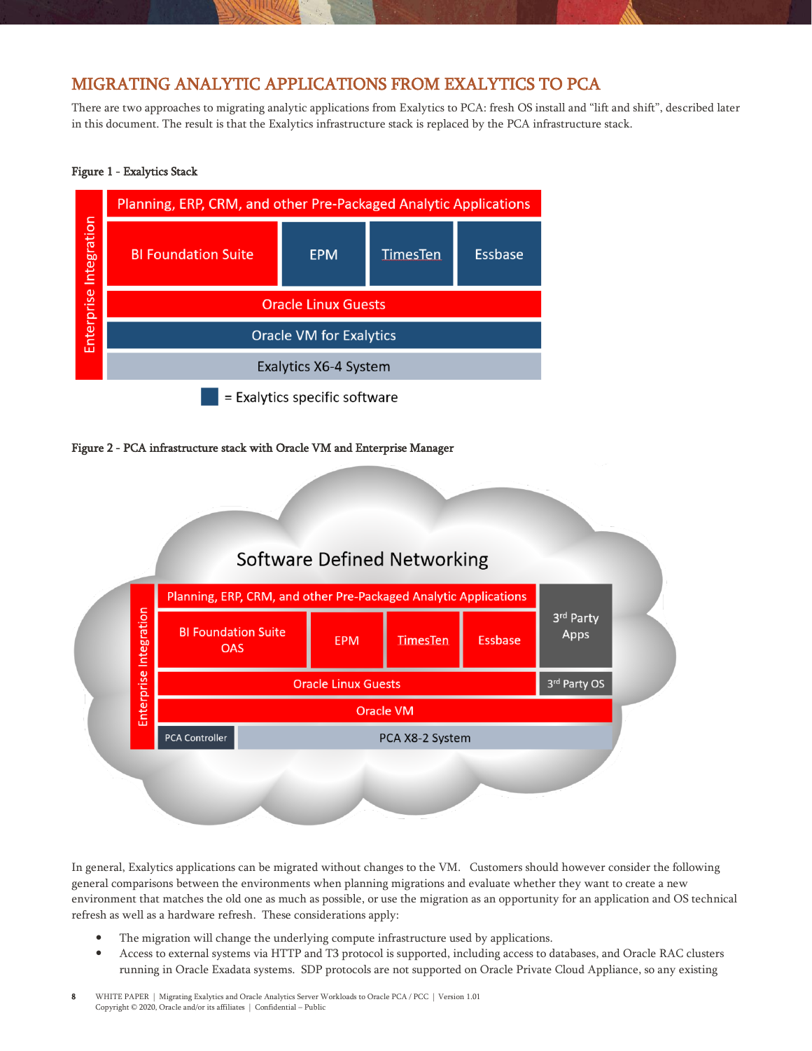## MIGRATING ANALYTIC APPLICATIONS FROM EXALYTICS TO PCA

There are two approaches to migrating analytic applications from Exalytics to PCA: fresh OS install and "lift and shift", described later in this document. The result is that the Exalytics infrastructure stack is replaced by the PCA infrastructure stack.

**Figure 1 - Exalytics Stack**

**Figure 2 - PCA infrastructure stack with Oracle VM and Enterprise Manager**

In general, Exalytics applications can be migrated without changes to the VM. Customers should however consider the following general comparisons between the environments when planning migrations and evaluate whether they want to create a new environment that matches the old one as much as possible, or use the migration as an opportunity for an application and OS technical refresh as well as a hardware refresh. These considerations apply:

- The migration will change the underlying compute infrastructure used by applications.
- Access to external systems via HTTP and T3 protocol is supported, including access to databases, and Oracle RAC clusters running in Oracle Exadata systems. SDP protocols are not supported on Oracle Private Cloud Appliance, so any existing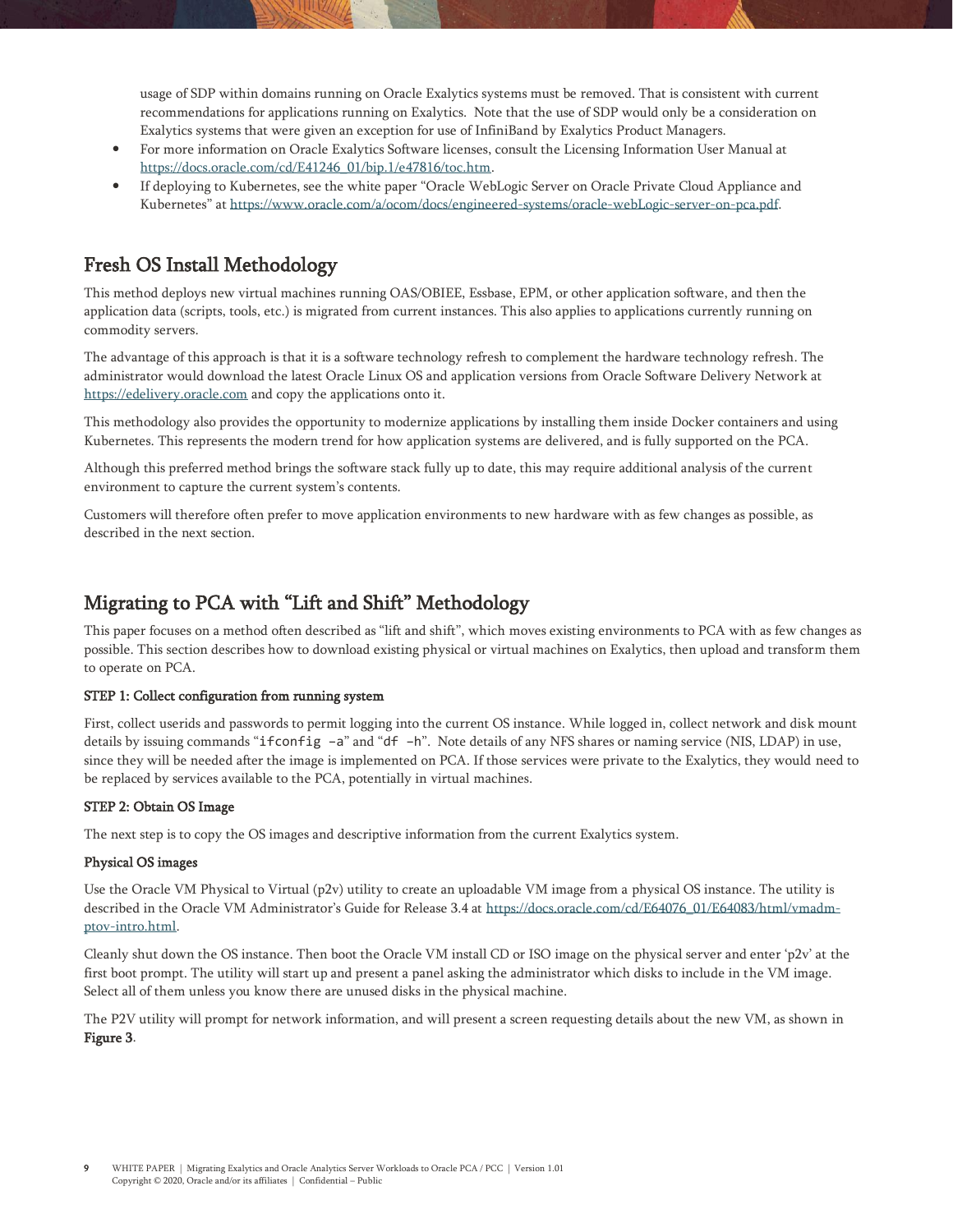usage of SDP within domains running on Oracle Exalytics systems must be removed. That is consistent with current recommendations for applications running on Exalytics. Note that the use of SDP would only be a consideration on Exalytics systems that were given an exception for use of InfiniBand by Exalytics Product Managers.

- For more information on Oracle Exalytics Software licenses, consult the Licensing Information User Manual at https://docs.oracle.com/cd/E41246_01/bip.1/e47816/toc.htm.
- If deploying to Kubernetes, see the white paper "Oracle WebLogic Server on Oracle Private Cloud Appliance and Kubernetes" at https://www.oracle.com/a/ocom/docs/engineered-systems/oracle-webLogic-server-on-pca.pdf.

## Fresh OS Install Methodology

This method deploys new virtual machines running OAS/OBIEE, Essbase, EPM, or other application software, and then the application data (scripts, tools, etc.) is migrated from current instances. This also applies to applications currently running on commodity servers.

The advantage of this approach is that it is a software technology refresh to complement the hardware technology refresh. The administrator would download the latest Oracle Linux OS and application versions from Oracle Software Delivery Network at https://edelivery.oracle.com and copy the applications onto it.

This methodology also provides the opportunity to modernize applications by installing them inside Docker containers and using Kubernetes. This represents the modern trend for how application systems are delivered, and is fully supported on the PCA.

Although this preferred method brings the software stack fully up to date, this may require additional analysis of the current environment to capture the current system's contents.

Customers will therefore often prefer to move application environments to new hardware with as few changes as possible, as described in the next section.

## Migrating to PCA with "Lift and Shift" Methodology

This paper focuses on a method often described as "lift and shift", which moves existing environments to PCA with as few changes as possible. This section describes how to download existing physical or virtual machines on Exalytics, then upload and transform them to operate on PCA.

**STEP 1: Collect configuration from running system**

First, collect userids and passwords to permit logging into the current OS instance. While logged in, collect network and disk mount details by issuing commands "`ifconfig -a`" and "`df -h`". Note details of any NFS shares or naming service (NIS, LDAP) in use, since they will be needed after the image is implemented on PCA. If those services were private to the Exalytics, they would need to be replaced by services available to the PCA, potentially in virtual machines.

**STEP 2: Obtain OS Image**

The next step is to copy the OS images and descriptive information from the current Exalytics system.

**Physical OS images**

Use the Oracle VM Physical to Virtual (p2v) utility to create an uploadable VM image from a physical OS instance. The utility is described in the Oracle VM Administrator's Guide for Release 3.4 at https://docs.oracle.com/cd/E64076_01/E64083/html/vmadm-ptov-intro.html.

Cleanly shut down the OS instance. Then boot the Oracle VM install CD or ISO image on the physical server and enter 'p2v' at the first boot prompt. The utility will start up and present a panel asking the administrator which disks to include in the VM image. Select all of them unless you know there are unused disks in the physical machine.

The P2V utility will prompt for network information, and will present a screen requesting details about the new VM, as shown in **Figure 3**.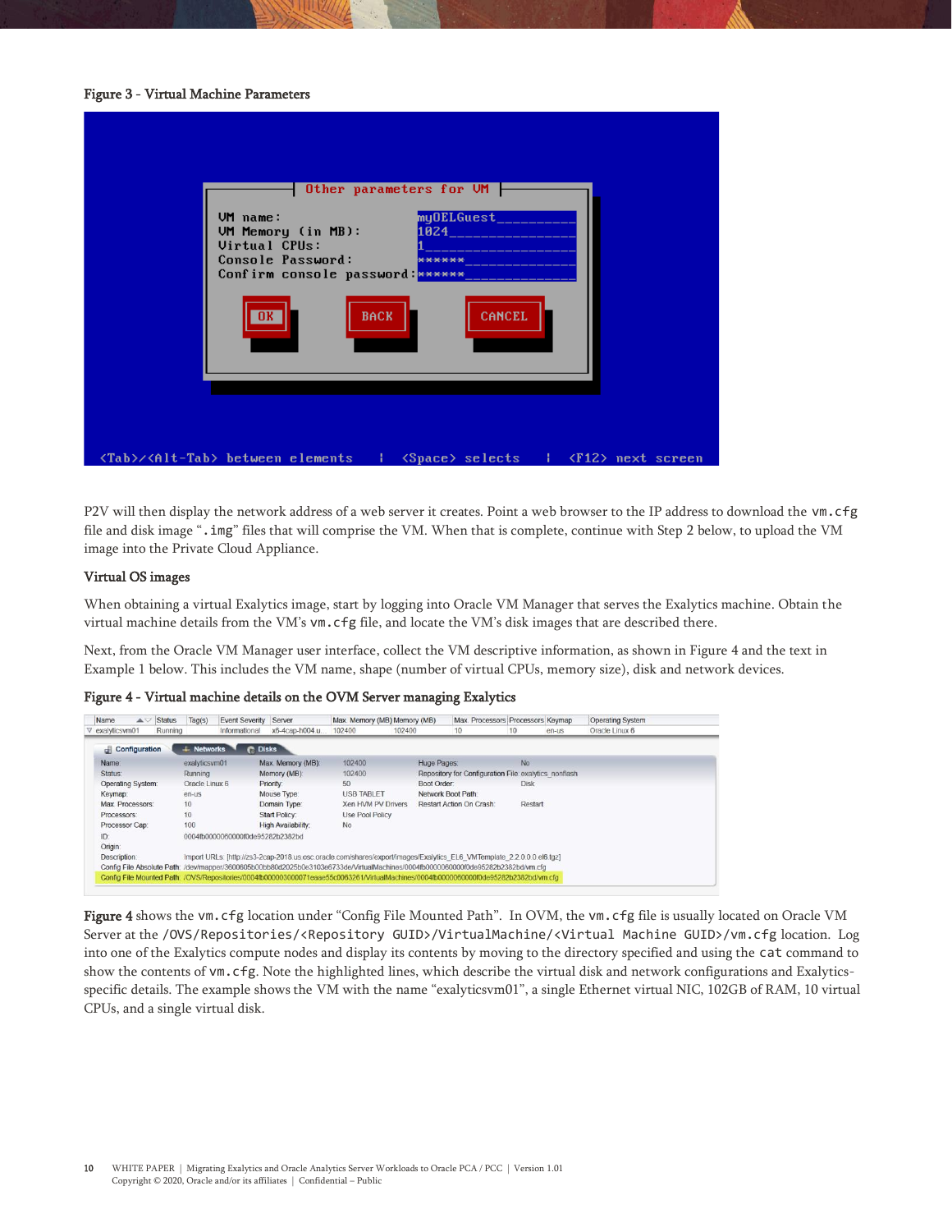**Figure 3 - Virtual Machine Parameters**

P2V will then display the network address of a web server it creates. Point a web browser to the IP address to download the `vm.cfg` file and disk image "`.img`" files that will comprise the VM. When that is complete, continue with Step 2 below, to upload the VM image into the Private Cloud Appliance.

### Virtual OS images

When obtaining a virtual Exalytics image, start by logging into Oracle VM Manager that serves the Exalytics machine. Obtain the virtual machine details from the VM's `vm.cfg` file, and locate the VM's disk images that are described there.

Next, from the Oracle VM Manager user interface, collect the VM descriptive information, as shown in Figure 4 and the text in Example 1 below. This includes the VM name, shape (number of virtual CPUs, memory size), disk and network devices.

**Figure 4 - Virtual machine details on the OVM Server managing Exalytics**

**Figure 4** shows the `vm.cfg` location under "Config File Mounted Path". In OVM, the `vm.cfg` file is usually located on Oracle VM Server at the `/OVS/Repositories/<Repository GUID>/VirtualMachine/<Virtual Machine GUID>/vm.cfg` location. Log into one of the Exalytics compute nodes and display its contents by moving to the directory specified and using the `cat` command to show the contents of `vm.cfg`. Note the highlighted lines, which describe the virtual disk and network configurations and Exalytics-specific details. The example shows the VM with the name "exalyticsvm01", a single Ethernet virtual NIC, 102GB of RAM, 10 virtual CPUs, and a single virtual disk.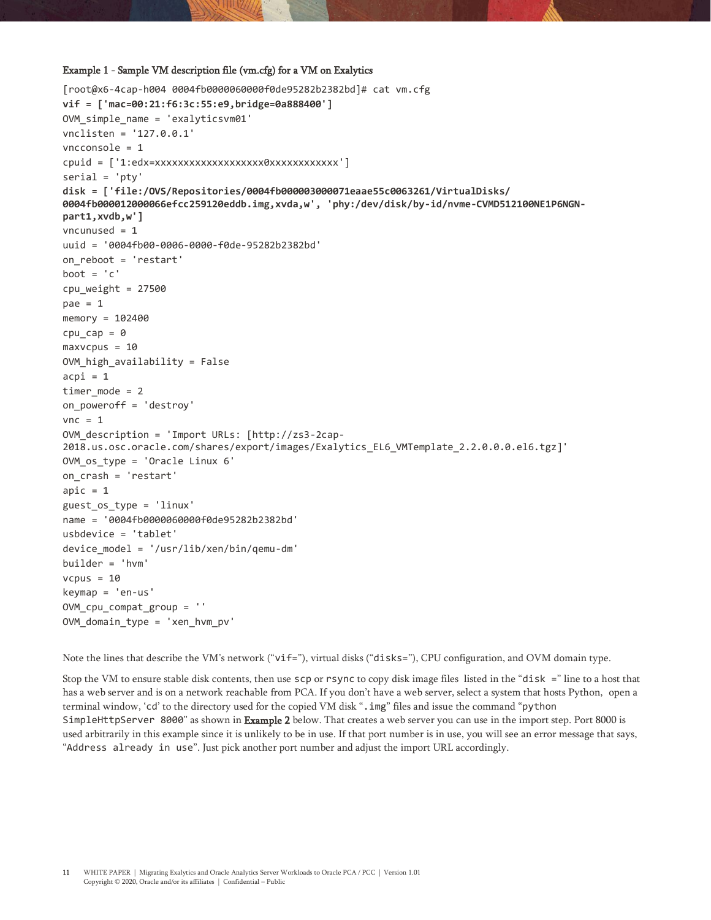Example 1 - Sample VM description file (vm.cfg) for a VM on Exalytics

```
[root@x6-4cap-h004 0004fb0000060000f0de95282b2382bd]# cat vm.cfg
vif = ['mac=00:21:f6:3c:55:e9,bridge=0a888400']
OVM_simple_name = 'exalyticsvm01'
vnclisten = '127.0.0.1'
vncconsole = 1
cpuid = ['1:edx=xxxxxxxxxxxxxxxxxxx0xxxxxxxxxxxx']
serial = 'pty'
disk = ['file:/OVS/Repositories/0004fb000003000071eaae55c0063261/VirtualDisks/
0004fb000012000066efcc259120eddb.img,xvda,w', 'phy:/dev/disk/by-id/nvme-CVMD512100NE1P6NGN-
part1,xvdb,w']
vncunused = 1
uuid = '0004fb00-0006-0000-f0de-95282b2382bd'
on_reboot = 'restart'
boot = 'c'
cpu_weight = 27500
pae = 1
memory = 102400
cpu_cap = 0
maxvcpus = 10
OVM_high_availability = False
acpi = 1
timer_mode = 2
on_poweroff = 'destroy'
vnc = 1
OVM_description = 'Import URLs: [http://zs3-2cap-
2018.us.osc.oracle.com/shares/export/images/Exalytics_EL6_VMTemplate_2.2.0.0.0.el6.tgz]'
OVM_os_type = 'Oracle Linux 6'
on_crash = 'restart'
apic = 1
guest_os_type = 'linux'
name = '0004fb0000060000f0de95282b2382bd'
usbdevice = 'tablet'
device_model = '/usr/lib/xen/bin/qemu-dm'
builder = 'hvm'
vcpus = 10
keymap = 'en-us'
OVM_cpu_compat_group = ''
OVM_domain_type = 'xen_hvm_pv'
```

Note the lines that describe the VM's network ("`vif=`"), virtual disks ("`disks=`"), CPU configuration, and OVM domain type.

Stop the VM to ensure stable disk contents, then use `scp` or `rsync` to copy disk image files listed in the "`disk =`" line to a host that has a web server and is on a network reachable from PCA. If you don't have a web server, select a system that hosts Python, open a terminal window, '`cd`' to the directory used for the copied VM disk "`.img`" files and issue the command "`python SimpleHttpServer 8000`" as shown in **Example 2** below. That creates a web server you can use in the import step. Port 8000 is used arbitrarily in this example since it is unlikely to be in use. If that port number is in use, you will see an error message that says, "`Address already in use`". Just pick another port number and adjust the import URL accordingly.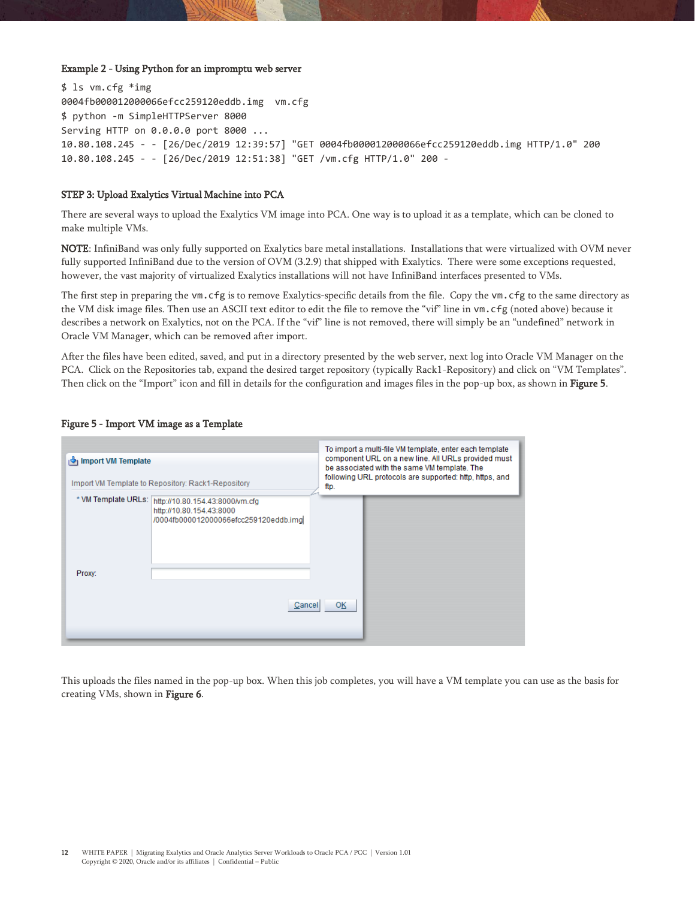**Example 2 - Using Python for an impromptu web server**

```
$ ls vm.cfg *img
0004fb000012000066efcc259120eddb.img  vm.cfg
$ python -m SimpleHTTPServer 8000
Serving HTTP on 0.0.0.0 port 8000 ...
10.80.108.245 - - [26/Dec/2019 12:39:57] "GET 0004fb000012000066efcc259120eddb.img HTTP/1.0" 200
10.80.108.245 - - [26/Dec/2019 12:51:38] "GET /vm.cfg HTTP/1.0" 200 -
```

**STEP 3: Upload Exalytics Virtual Machine into PCA**

There are several ways to upload the Exalytics VM image into PCA. One way is to upload it as a template, which can be cloned to make multiple VMs.

**NOTE**: InfiniBand was only fully supported on Exalytics bare metal installations. Installations that were virtualized with OVM never fully supported InfiniBand due to the version of OVM (3.2.9) that shipped with Exalytics. There were some exceptions requested, however, the vast majority of virtualized Exalytics installations will not have InfiniBand interfaces presented to VMs.

The first step in preparing the `vm.cfg` is to remove Exalytics-specific details from the file. Copy the `vm.cfg` to the same directory as the VM disk image files. Then use an ASCII text editor to edit the file to remove the "vif" line in `vm.cfg` (noted above) because it describes a network on Exalytics, not on the PCA. If the "vif" line is not removed, there will simply be an "undefined" network in Oracle VM Manager, which can be removed after import.

After the files have been edited, saved, and put in a directory presented by the web server, next log into Oracle VM Manager on the PCA. Click on the Repositories tab, expand the desired target repository (typically Rack1-Repository) and click on "VM Templates". Then click on the "Import" icon and fill in details for the configuration and images files in the pop-up box, as shown in **Figure 5**.

**Figure 5 - Import VM image as a Template**

This uploads the files named in the pop-up box. When this job completes, you will have a VM template you can use as the basis for creating VMs, shown in **Figure 6**.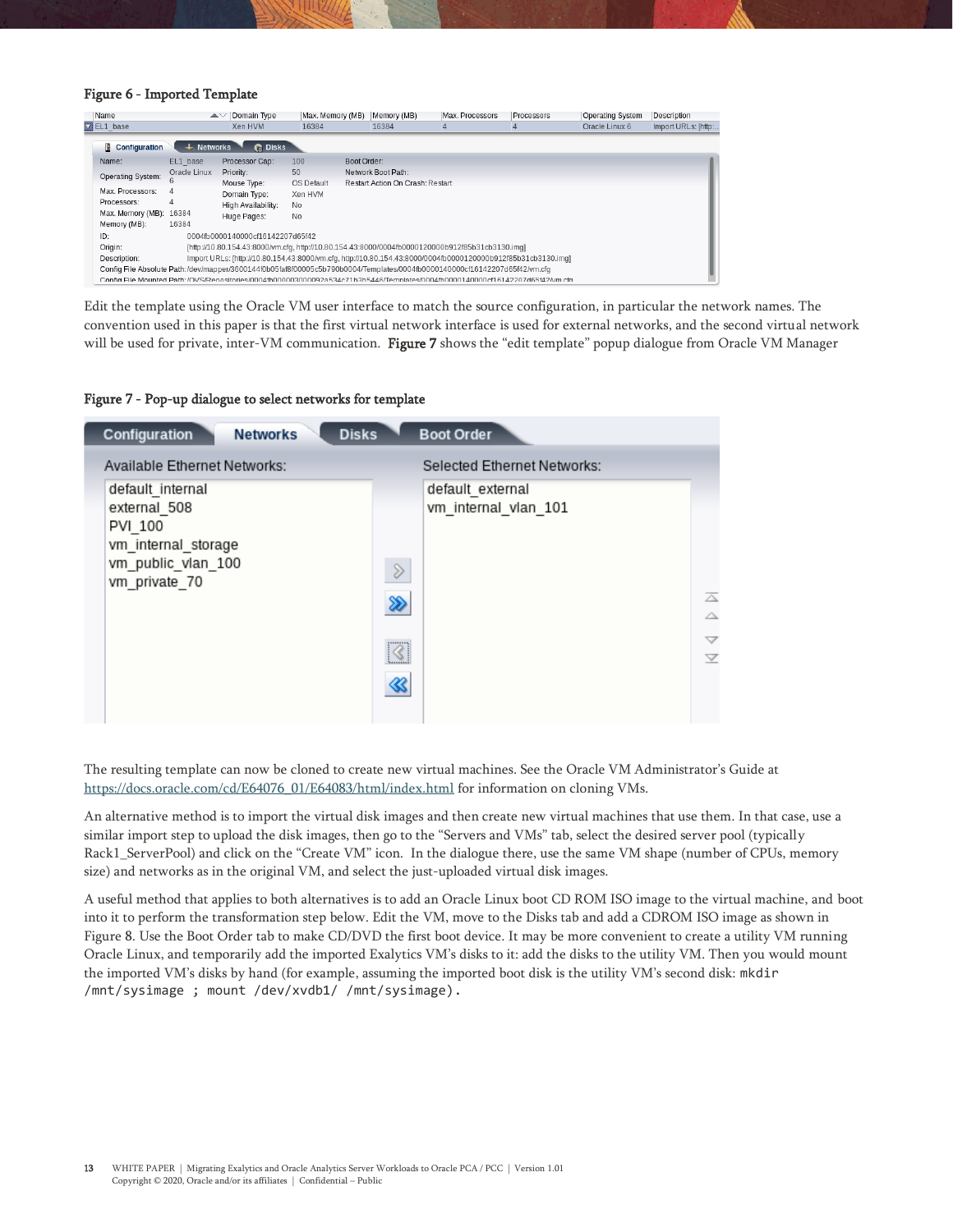Figure 6 - Imported Template

Edit the template using the Oracle VM user interface to match the source configuration, in particular the network names. The convention used in this paper is that the first virtual network interface is used for external networks, and the second virtual network will be used for private, inter-VM communication. **Figure 7** shows the "edit template" popup dialogue from Oracle VM Manager

Figure 7 - Pop-up dialogue to select networks for template

The resulting template can now be cloned to create new virtual machines. See the Oracle VM Administrator's Guide at [https://docs.oracle.com/cd/E64076_01/E64083/html/index.html](https://docs.oracle.com/cd/E64076_01/E64083/html/index.html) for information on cloning VMs.

An alternative method is to import the virtual disk images and then create new virtual machines that use them. In that case, use a similar import step to upload the disk images, then go to the "Servers and VMs" tab, select the desired server pool (typically Rack1_ServerPool) and click on the "Create VM" icon. In the dialogue there, use the same VM shape (number of CPUs, memory size) and networks as in the original VM, and select the just-uploaded virtual disk images.

A useful method that applies to both alternatives is to add an Oracle Linux boot CD ROM ISO image to the virtual machine, and boot into it to perform the transformation step below. Edit the VM, move to the Disks tab and add a CDROM ISO image as shown in Figure 8. Use the Boot Order tab to make CD/DVD the first boot device. It may be more convenient to create a utility VM running Oracle Linux, and temporarily add the imported Exalytics VM's disks to it: add the disks to the utility VM. Then you would mount the imported VM's disks by hand (for example, assuming the imported boot disk is the utility VM's second disk: `mkdir /mnt/sysimage ; mount /dev/xvdb1/ /mnt/sysimage`).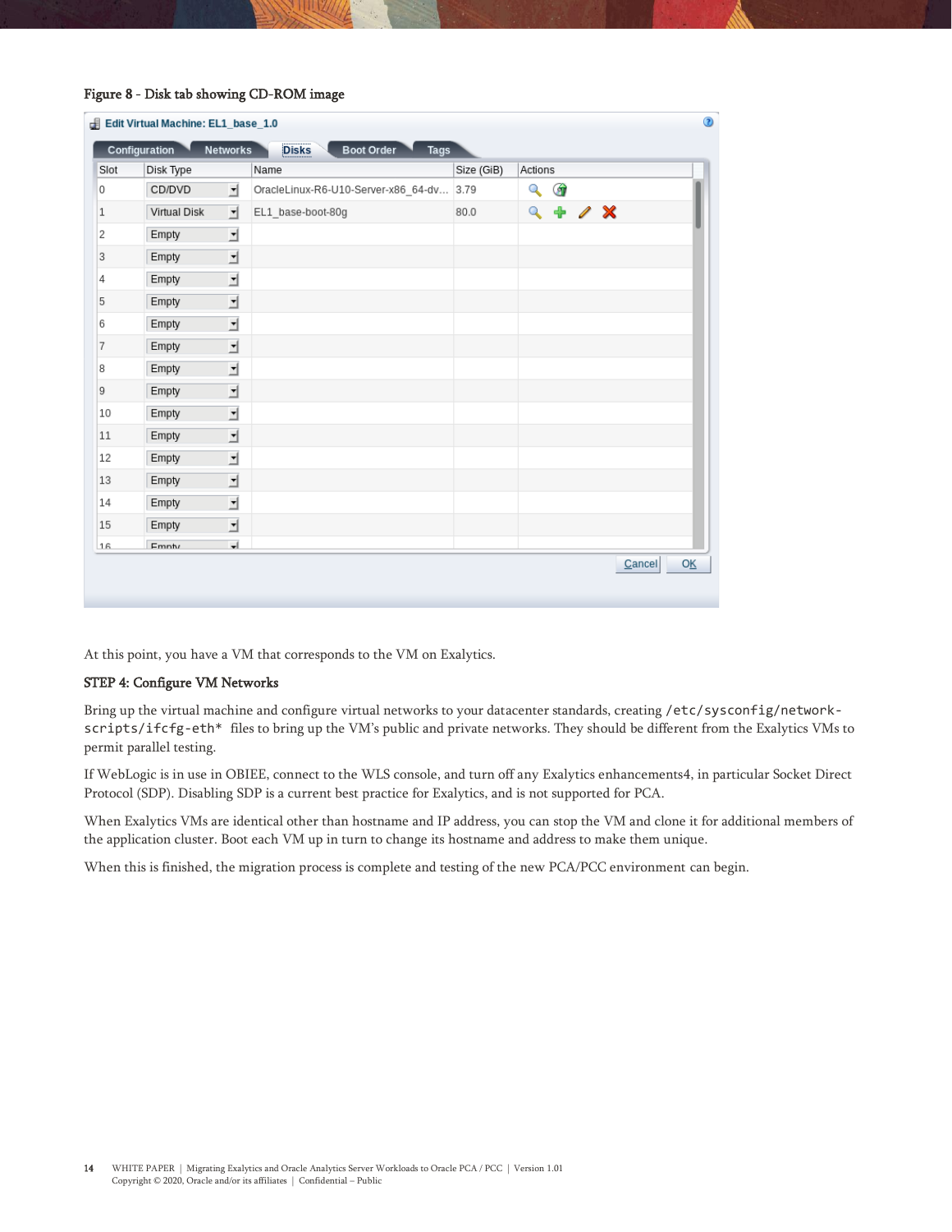Figure 8 - Disk tab showing CD-ROM image

At this point, you have a VM that corresponds to the VM on Exalytics.

### STEP 4: Configure VM Networks

Bring up the virtual machine and configure virtual networks to your datacenter standards, creating `/etc/sysconfig/network-scripts/ifcfg-eth*` files to bring up the VM's public and private networks. They should be different from the Exalytics VMs to permit parallel testing.

If WebLogic is in use in OBIEE, connect to the WLS console, and turn off any Exalytics enhancements4, in particular Socket Direct Protocol (SDP). Disabling SDP is a current best practice for Exalytics, and is not supported for PCA.

When Exalytics VMs are identical other than hostname and IP address, you can stop the VM and clone it for additional members of the application cluster. Boot each VM up in turn to change its hostname and address to make them unique.

When this is finished, the migration process is complete and testing of the new PCA/PCC environment can begin.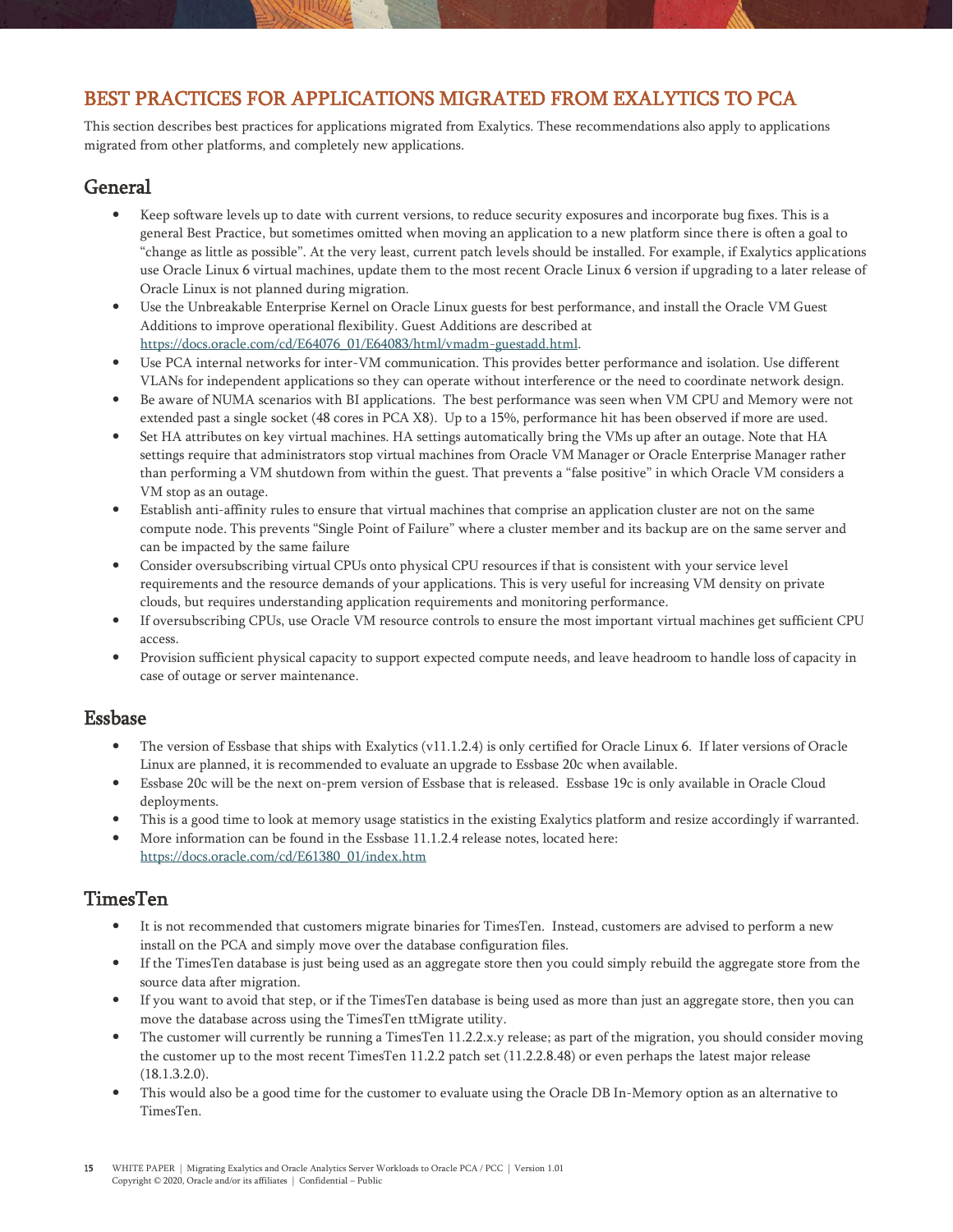## BEST PRACTICES FOR APPLICATIONS MIGRATED FROM EXALYTICS TO PCA

This section describes best practices for applications migrated from Exalytics. These recommendations also apply to applications migrated from other platforms, and completely new applications.

### General

- Keep software levels up to date with current versions, to reduce security exposures and incorporate bug fixes. This is a general Best Practice, but sometimes omitted when moving an application to a new platform since there is often a goal to "change as little as possible". At the very least, current patch levels should be installed. For example, if Exalytics applications use Oracle Linux 6 virtual machines, update them to the most recent Oracle Linux 6 version if upgrading to a later release of Oracle Linux is not planned during migration.
- Use the Unbreakable Enterprise Kernel on Oracle Linux guests for best performance, and install the Oracle VM Guest Additions to improve operational flexibility. Guest Additions are described at [https://docs.oracle.com/cd/E64076_01/E64083/html/vmadm-guestadd.html](https://docs.oracle.com/cd/E64076_01/E64083/html/vmadm-guestadd.html).
- Use PCA internal networks for inter-VM communication. This provides better performance and isolation. Use different VLANs for independent applications so they can operate without interference or the need to coordinate network design.
- Be aware of NUMA scenarios with BI applications. The best performance was seen when VM CPU and Memory were not extended past a single socket (48 cores in PCA X8). Up to a 15%, performance hit has been observed if more are used.
- Set HA attributes on key virtual machines. HA settings automatically bring the VMs up after an outage. Note that HA settings require that administrators stop virtual machines from Oracle VM Manager or Oracle Enterprise Manager rather than performing a VM shutdown from within the guest. That prevents a "false positive" in which Oracle VM considers a VM stop as an outage.
- Establish anti-affinity rules to ensure that virtual machines that comprise an application cluster are not on the same compute node. This prevents "Single Point of Failure" where a cluster member and its backup are on the same server and can be impacted by the same failure
- Consider oversubscribing virtual CPUs onto physical CPU resources if that is consistent with your service level requirements and the resource demands of your applications. This is very useful for increasing VM density on private clouds, but requires understanding application requirements and monitoring performance.
- If oversubscribing CPUs, use Oracle VM resource controls to ensure the most important virtual machines get sufficient CPU access.
- Provision sufficient physical capacity to support expected compute needs, and leave headroom to handle loss of capacity in case of outage or server maintenance.

### Essbase

- The version of Essbase that ships with Exalytics (v11.1.2.4) is only certified for Oracle Linux 6. If later versions of Oracle Linux are planned, it is recommended to evaluate an upgrade to Essbase 20c when available.
- Essbase 20c will be the next on-prem version of Essbase that is released. Essbase 19c is only available in Oracle Cloud deployments.
- This is a good time to look at memory usage statistics in the existing Exalytics platform and resize accordingly if warranted.
- More information can be found in the Essbase 11.1.2.4 release notes, located here: [https://docs.oracle.com/cd/E61380_01/index.htm](https://docs.oracle.com/cd/E61380_01/index.htm)

### TimesTen

- It is not recommended that customers migrate binaries for TimesTen. Instead, customers are advised to perform a new install on the PCA and simply move over the database configuration files.
- If the TimesTen database is just being used as an aggregate store then you could simply rebuild the aggregate store from the source data after migration.
- If you want to avoid that step, or if the TimesTen database is being used as more than just an aggregate store, then you can move the database across using the TimesTen ttMigrate utility.
- The customer will currently be running a TimesTen 11.2.2.x.y release; as part of the migration, you should consider moving the customer up to the most recent TimesTen 11.2.2 patch set (11.2.2.8.48) or even perhaps the latest major release (18.1.3.2.0).
- This would also be a good time for the customer to evaluate using the Oracle DB In-Memory option as an alternative to TimesTen.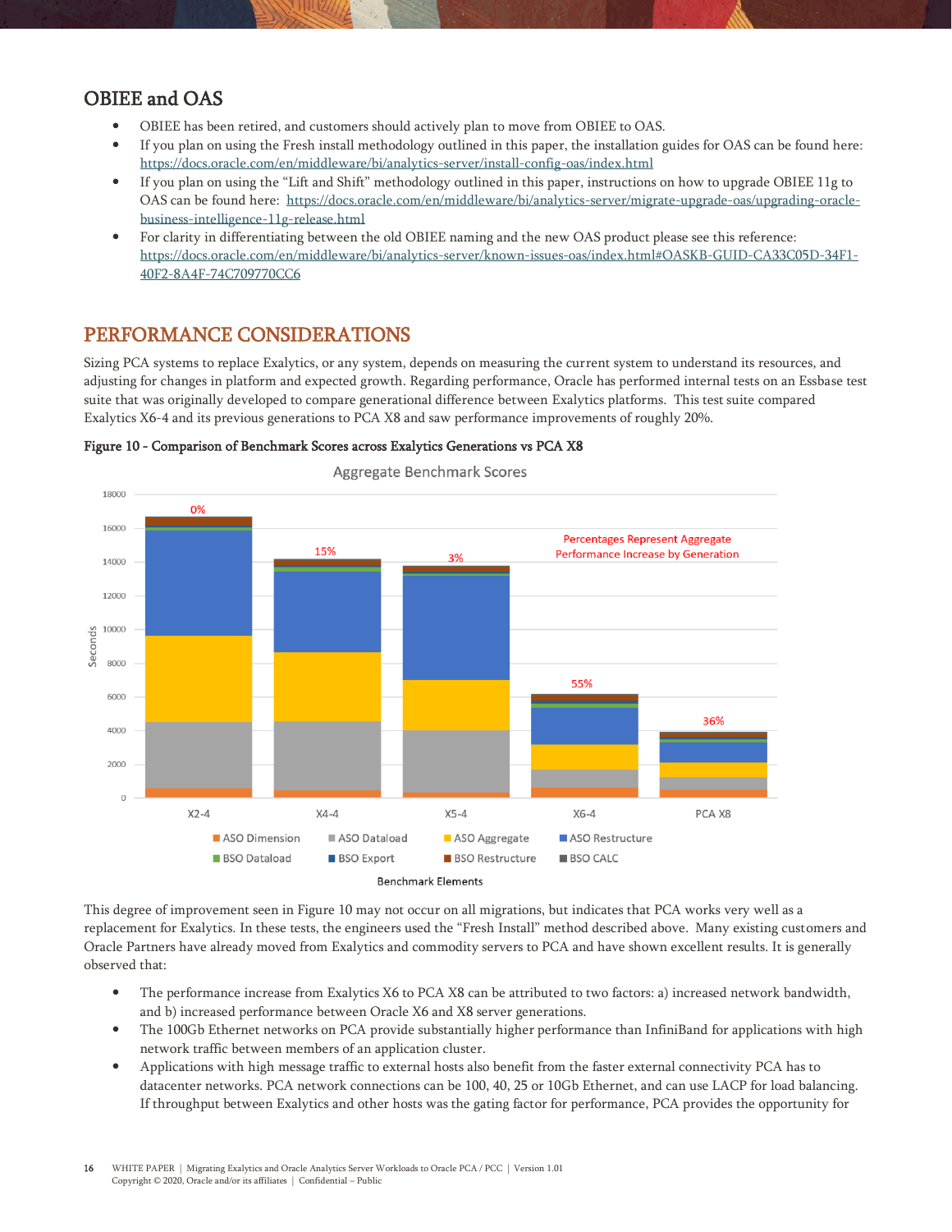## OBIEE and OAS

- OBIEE has been retired, and customers should actively plan to move from OBIEE to OAS.
- If you plan on using the Fresh install methodology outlined in this paper, the installation guides for OAS can be found here: https://docs.oracle.com/en/middleware/bi/analytics-server/install-config-oas/index.html
- If you plan on using the "Lift and Shift" methodology outlined in this paper, instructions on how to upgrade OBIEE 11g to OAS can be found here: https://docs.oracle.com/en/middleware/bi/analytics-server/migrate-upgrade-oas/upgrading-oracle-business-intelligence-11g-release.html
- For clarity in differentiating between the old OBIEE naming and the new OAS product please see this reference: https://docs.oracle.com/en/middleware/bi/analytics-server/known-issues-oas/index.html#OASKB-GUID-CA33C05D-34F1-40F2-8A4F-74C709770CC6

# PERFORMANCE CONSIDERATIONS

Sizing PCA systems to replace Exalytics, or any system, depends on measuring the current system to understand its resources, and adjusting for changes in platform and expected growth. Regarding performance, Oracle has performed internal tests on an Essbase test suite that was originally developed to compare generational difference between Exalytics platforms. This test suite compared Exalytics X6-4 and its previous generations to PCA X8 and saw performance improvements of roughly 20%.

**Figure 10 - Comparison of Benchmark Scores across Exalytics Generations vs PCA X8**

This degree of improvement seen in Figure 10 may not occur on all migrations, but indicates that PCA works very well as a replacement for Exalytics. In these tests, the engineers used the "Fresh Install" method described above. Many existing customers and Oracle Partners have already moved from Exalytics and commodity servers to PCA and have shown excellent results. It is generally observed that:

- The performance increase from Exalytics X6 to PCA X8 can be attributed to two factors: a) increased network bandwidth, and b) increased performance between Oracle X6 and X8 server generations.
- The 100Gb Ethernet networks on PCA provide substantially higher performance than InfiniBand for applications with high network traffic between members of an application cluster.
- Applications with high message traffic to external hosts also benefit from the faster external connectivity PCA has to datacenter networks. PCA network connections can be 100, 40, 25 or 10Gb Ethernet, and can use LACP for load balancing. If throughput between Exalytics and other hosts was the gating factor for performance, PCA provides the opportunity for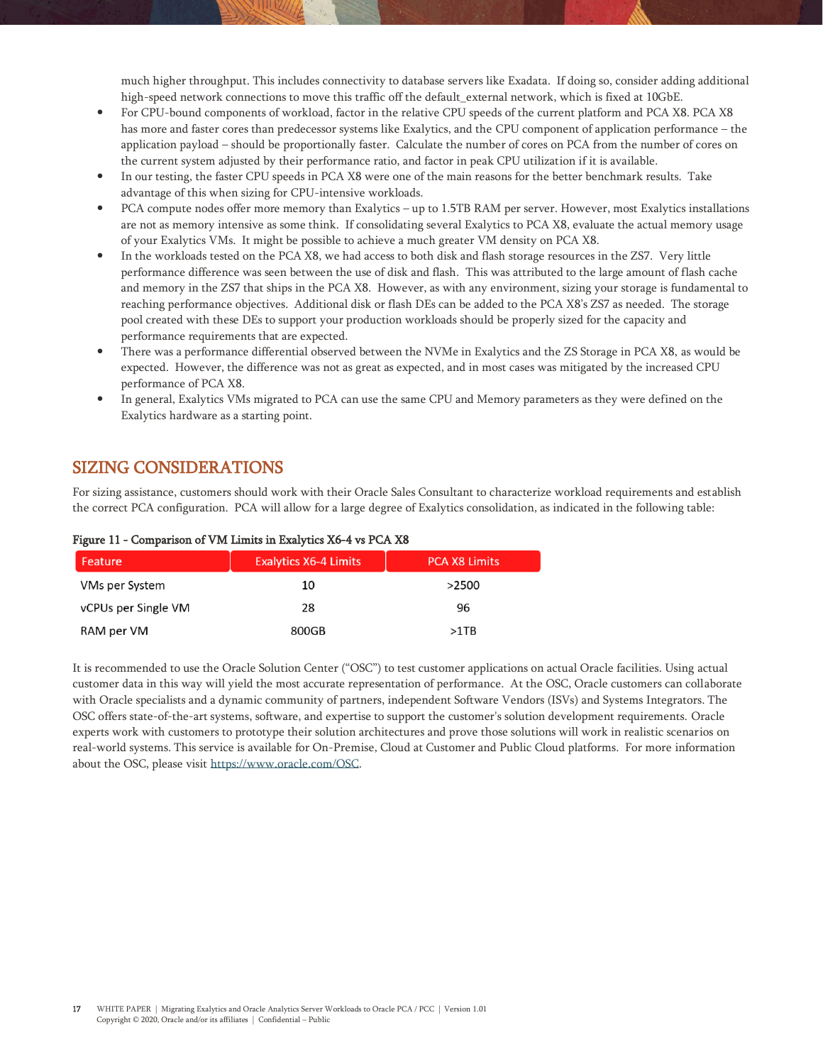much higher throughput. This includes connectivity to database servers like Exadata. If doing so, consider adding additional high-speed network connections to move this traffic off the default_external network, which is fixed at 10GbE.

- For CPU-bound components of workload, factor in the relative CPU speeds of the current platform and PCA X8. PCA X8 has more and faster cores than predecessor systems like Exalytics, and the CPU component of application performance – the application payload – should be proportionally faster. Calculate the number of cores on PCA from the number of cores on the current system adjusted by their performance ratio, and factor in peak CPU utilization if it is available.
- In our testing, the faster CPU speeds in PCA X8 were one of the main reasons for the better benchmark results. Take advantage of this when sizing for CPU-intensive workloads.
- PCA compute nodes offer more memory than Exalytics – up to 1.5TB RAM per server. However, most Exalytics installations are not as memory intensive as some think. If consolidating several Exalytics to PCA X8, evaluate the actual memory usage of your Exalytics VMs. It might be possible to achieve a much greater VM density on PCA X8.
- In the workloads tested on the PCA X8, we had access to both disk and flash storage resources in the ZS7. Very little performance difference was seen between the use of disk and flash. This was attributed to the large amount of flash cache and memory in the ZS7 that ships in the PCA X8. However, as with any environment, sizing your storage is fundamental to reaching performance objectives. Additional disk or flash DEs can be added to the PCA X8's ZS7 as needed. The storage pool created with these DEs to support your production workloads should be properly sized for the capacity and performance requirements that are expected.
- There was a performance differential observed between the NVMe in Exalytics and the ZS Storage in PCA X8, as would be expected. However, the difference was not as great as expected, and in most cases was mitigated by the increased CPU performance of PCA X8.
- In general, Exalytics VMs migrated to PCA can use the same CPU and Memory parameters as they were defined on the Exalytics hardware as a starting point.

## SIZING CONSIDERATIONS

For sizing assistance, customers should work with their Oracle Sales Consultant to characterize workload requirements and establish the correct PCA configuration. PCA will allow for a large degree of Exalytics consolidation, as indicated in the following table:

**Figure 11 - Comparison of VM Limits in Exalytics X6-4 vs PCA X8**

| Feature | Exalytics X6-4 Limits | PCA X8 Limits |
|---|---|---|
| VMs per System | 10 | >2500 |
| vCPUs per Single VM | 28 | 96 |
| RAM per VM | 800GB | >1TB |

It is recommended to use the Oracle Solution Center ("OSC") to test customer applications on actual Oracle facilities. Using actual customer data in this way will yield the most accurate representation of performance. At the OSC, Oracle customers can collaborate with Oracle specialists and a dynamic community of partners, independent Software Vendors (ISVs) and Systems Integrators. The OSC offers state-of-the-art systems, software, and expertise to support the customer's solution development requirements. Oracle experts work with customers to prototype their solution architectures and prove those solutions will work in realistic scenarios on real-world systems. This service is available for On-Premise, Cloud at Customer and Public Cloud platforms. For more information about the OSC, please visit https://www.oracle.com/OSC.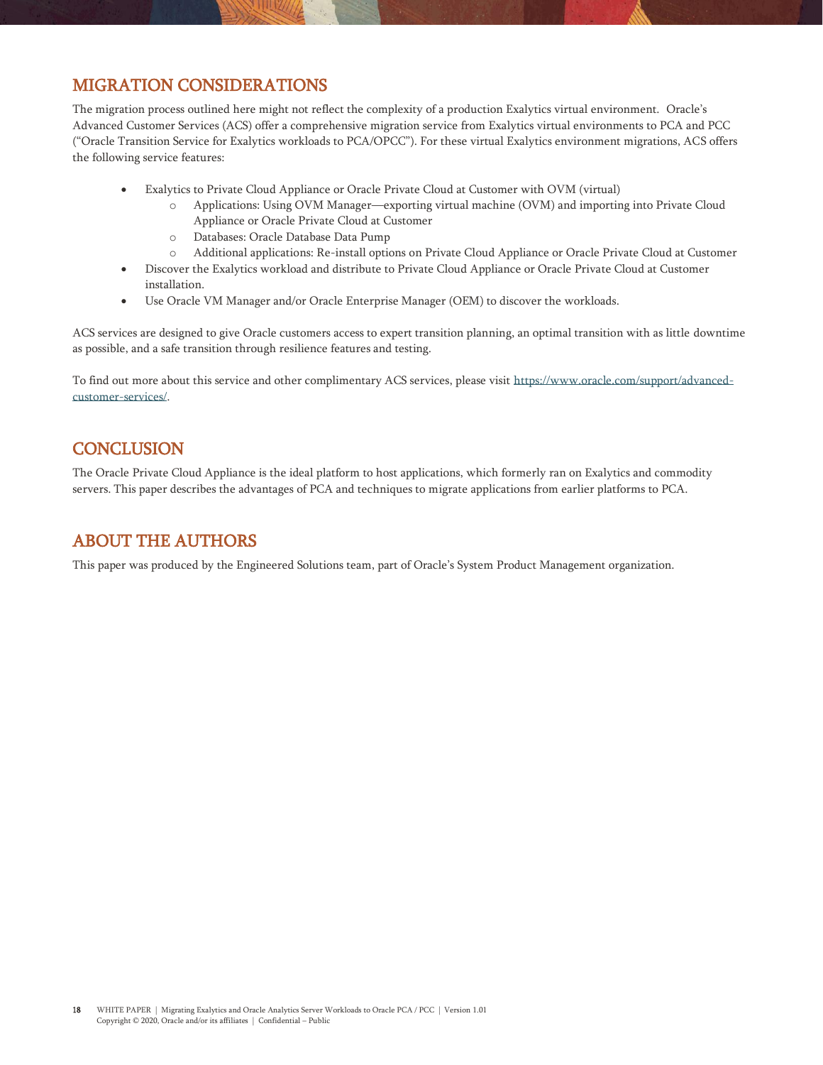## MIGRATION CONSIDERATIONS

The migration process outlined here might not reflect the complexity of a production Exalytics virtual environment. Oracle's Advanced Customer Services (ACS) offer a comprehensive migration service from Exalytics virtual environments to PCA and PCC ("Oracle Transition Service for Exalytics workloads to PCA/OPCC"). For these virtual Exalytics environment migrations, ACS offers the following service features:

- Exalytics to Private Cloud Appliance or Oracle Private Cloud at Customer with OVM (virtual)
    - Applications: Using OVM Manager—exporting virtual machine (OVM) and importing into Private Cloud Appliance or Oracle Private Cloud at Customer
    - Databases: Oracle Database Data Pump
    - Additional applications: Re-install options on Private Cloud Appliance or Oracle Private Cloud at Customer
- Discover the Exalytics workload and distribute to Private Cloud Appliance or Oracle Private Cloud at Customer installation.
- Use Oracle VM Manager and/or Oracle Enterprise Manager (OEM) to discover the workloads.

ACS services are designed to give Oracle customers access to expert transition planning, an optimal transition with as little downtime as possible, and a safe transition through resilience features and testing.

To find out more about this service and other complimentary ACS services, please visit https://www.oracle.com/support/advanced-customer-services/.

## CONCLUSION

The Oracle Private Cloud Appliance is the ideal platform to host applications, which formerly ran on Exalytics and commodity servers. This paper describes the advantages of PCA and techniques to migrate applications from earlier platforms to PCA.

## ABOUT THE AUTHORS

This paper was produced by the Engineered Solutions team, part of Oracle's System Product Management organization.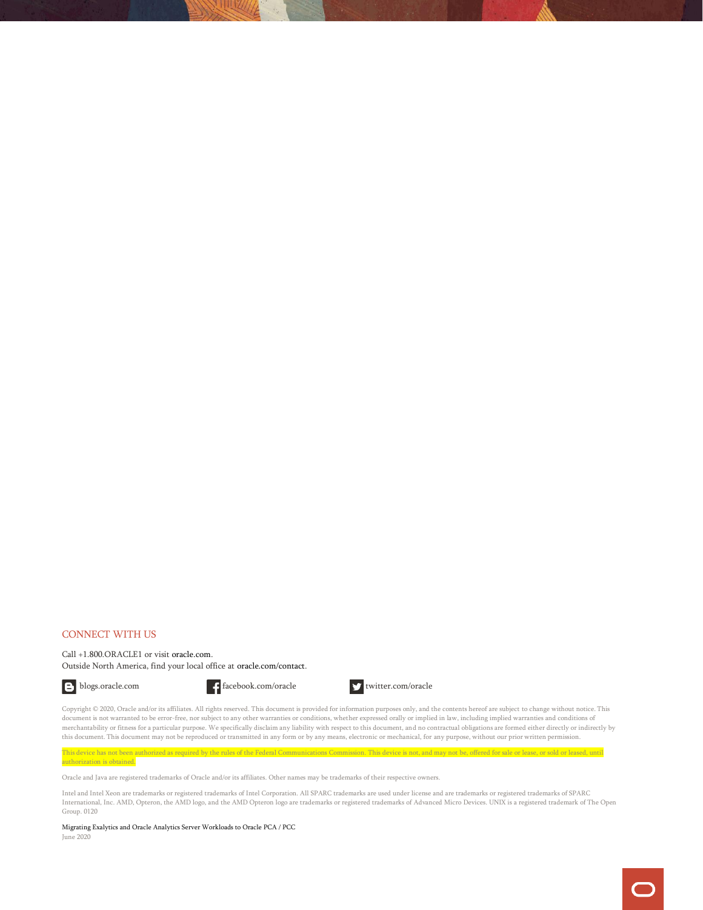## CONNECT WITH US

Call +1.800.ORACLE1 or visit oracle.com.
Outside North America, find your local office at oracle.com/contact.

blogs.oracle.com    facebook.com/oracle    twitter.com/oracle

Copyright © 2020, Oracle and/or its affiliates. All rights reserved. This document is provided for information purposes only, and the contents hereof are subject to change without notice. This document is not warranted to be error-free, nor subject to any other warranties or conditions, whether expressed orally or implied in law, including implied warranties and conditions of merchantability or fitness for a particular purpose. We specifically disclaim any liability with respect to this document, and no contractual obligations are formed either directly or indirectly by this document. This document may not be reproduced or transmitted in any form or by any means, electronic or mechanical, for any purpose, without our prior written permission.

This device has not been authorized as required by the rules of the Federal Communications Commission. This device is not, and may not be, offered for sale or lease, or sold or leased, until authorization is obtained.

Oracle and Java are registered trademarks of Oracle and/or its affiliates. Other names may be trademarks of their respective owners.

Intel and Intel Xeon are trademarks or registered trademarks of Intel Corporation. All SPARC trademarks are used under license and are trademarks or registered trademarks of SPARC International, Inc. AMD, Opteron, the AMD logo, and the AMD Opteron logo are trademarks or registered trademarks of Advanced Micro Devices. UNIX is a registered trademark of The Open Group. 0120

Migrating Exalytics and Oracle Analytics Server Workloads to Oracle PCA / PCC
June 2020